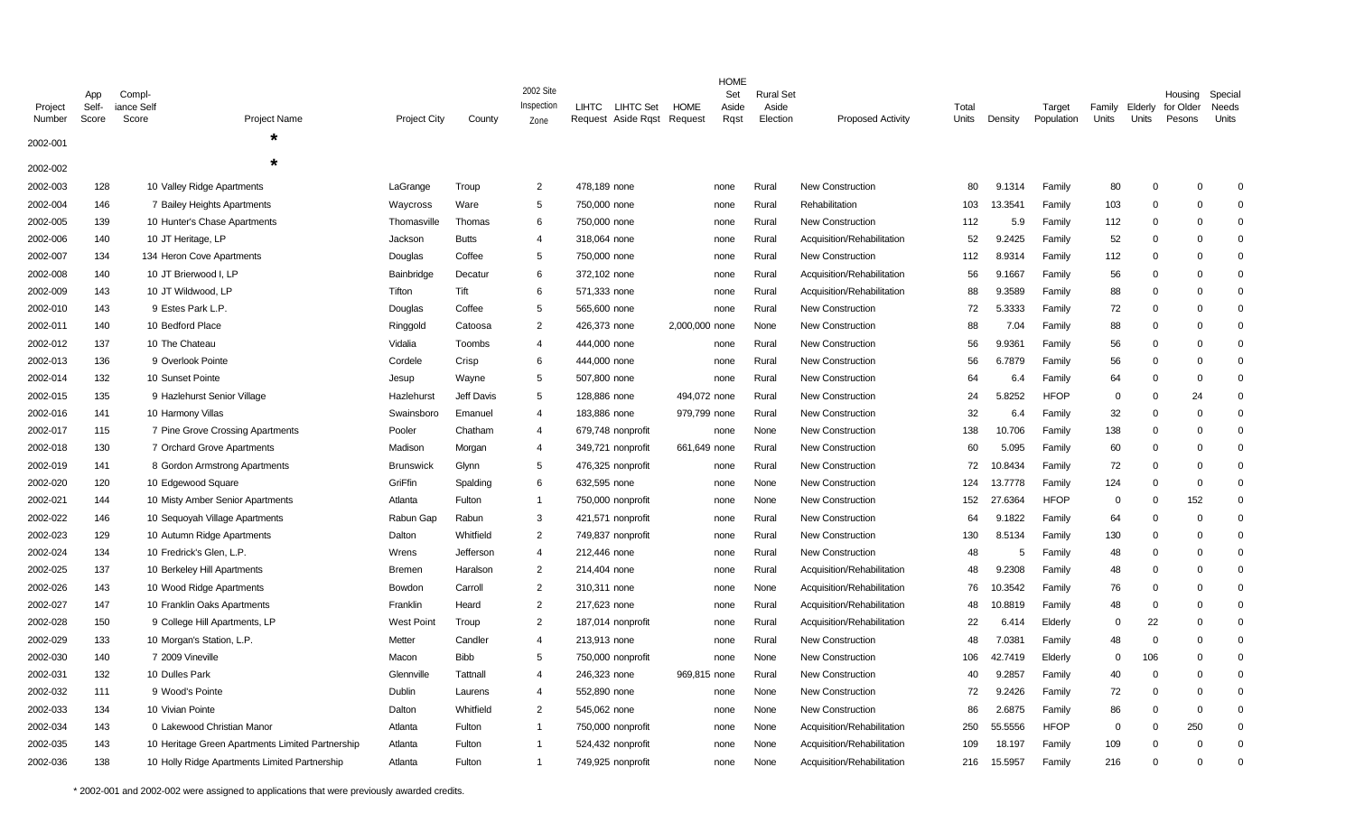| Project Number | App Self-Score | Compliance Self Score | Project Name | Project City | County | 2002 Site Inspection Zone | LIHTC Request | LIHTC Set Aside Rqst | HOME Request | HOME Set Aside Rqst | Rural Set Aside Election | Proposed Activity | Total Units | Density | Target Population | Family Units | Elderly Units | Housing for Older Pesons | Special Needs Units |
|---|---|---|---|---|---|---|---|---|---|---|---|---|---|---|---|---|---|---|---|
| 2002-001 | | | * | | | | | | | | | | | | | | | | |
| 2002-002 | | | * | | | | | | | | | | | | | | | | |
| 2002-003 | 128 | 10 | Valley Ridge Apartments | LaGrange | Troup | 2 | 478,189 | none | | none | Rural | New Construction | 80 | 9.1314 | Family | 80 | 0 | 0 | 0 |
| 2002-004 | 146 | 7 | Bailey Heights Apartments | Waycross | Ware | 5 | 750,000 | none | | none | Rural | Rehabilitation | 103 | 13.3541 | Family | 103 | 0 | 0 | 0 |
| 2002-005 | 139 | 10 | Hunter's Chase Apartments | Thomasville | Thomas | 6 | 750,000 | none | | none | Rural | New Construction | 112 | 5.9 | Family | 112 | 0 | 0 | 0 |
| 2002-006 | 140 | 10 | JT Heritage, LP | Jackson | Butts | 4 | 318,064 | none | | none | Rural | Acquisition/Rehabilitation | 52 | 9.2425 | Family | 52 | 0 | 0 | 0 |
| 2002-007 | 134 | 134 | Heron Cove Apartments | Douglas | Coffee | 5 | 750,000 | none | | none | Rural | New Construction | 112 | 8.9314 | Family | 112 | 0 | 0 | 0 |
| 2002-008 | 140 | 10 | JT Brierwood I, LP | Bainbridge | Decatur | 6 | 372,102 | none | | none | Rural | Acquisition/Rehabilitation | 56 | 9.1667 | Family | 56 | 0 | 0 | 0 |
| 2002-009 | 143 | 10 | JT Wildwood, LP | Tifton | Tift | 6 | 571,333 | none | | none | Rural | Acquisition/Rehabilitation | 88 | 9.3589 | Family | 88 | 0 | 0 | 0 |
| 2002-010 | 143 | 9 | Estes Park L.P. | Douglas | Coffee | 5 | 565,600 | none | | none | Rural | New Construction | 72 | 5.3333 | Family | 72 | 0 | 0 | 0 |
| 2002-011 | 140 | 10 | Bedford Place | Ringgold | Catoosa | 2 | 426,373 | none | 2,000,000 | none | None | New Construction | 88 | 7.04 | Family | 88 | 0 | 0 | 0 |
| 2002-012 | 137 | 10 | The Chateau | Vidalia | Toombs | 4 | 444,000 | none | | none | Rural | New Construction | 56 | 9.9361 | Family | 56 | 0 | 0 | 0 |
| 2002-013 | 136 | 9 | Overlook Pointe | Cordele | Crisp | 6 | 444,000 | none | | none | Rural | New Construction | 56 | 6.7879 | Family | 56 | 0 | 0 | 0 |
| 2002-014 | 132 | 10 | Sunset Pointe | Jesup | Wayne | 5 | 507,800 | none | | none | Rural | New Construction | 64 | 6.4 | Family | 64 | 0 | 0 | 0 |
| 2002-015 | 135 | 9 | Hazlehurst Senior Village | Hazlehurst | Jeff Davis | 5 | 128,886 | none | 494,072 | none | Rural | New Construction | 24 | 5.8252 | HFOP | 0 | 0 | 24 | 0 |
| 2002-016 | 141 | 10 | Harmony Villas | Swainsboro | Emanuel | 4 | 183,886 | none | 979,799 | none | Rural | New Construction | 32 | 6.4 | Family | 32 | 0 | 0 | 0 |
| 2002-017 | 115 | 7 | Pine Grove Crossing Apartments | Pooler | Chatham | 4 | 679,748 | nonprofit | | none | None | New Construction | 138 | 10.706 | Family | 138 | 0 | 0 | 0 |
| 2002-018 | 130 | 7 | Orchard Grove Apartments | Madison | Morgan | 4 | 349,721 | nonprofit | 661,649 | none | Rural | New Construction | 60 | 5.095 | Family | 60 | 0 | 0 | 0 |
| 2002-019 | 141 | 8 | Gordon Armstrong Apartments | Brunswick | Glynn | 5 | 476,325 | nonprofit | | none | Rural | New Construction | 72 | 10.8434 | Family | 72 | 0 | 0 | 0 |
| 2002-020 | 120 | 10 | Edgewood Square | GriFfin | Spalding | 6 | 632,595 | none | | none | None | New Construction | 124 | 13.7778 | Family | 124 | 0 | 0 | 0 |
| 2002-021 | 144 | 10 | Misty Amber Senior Apartments | Atlanta | Fulton | 1 | 750,000 | nonprofit | | none | None | New Construction | 152 | 27.6364 | HFOP | 0 | 0 | 152 | 0 |
| 2002-022 | 146 | 10 | Sequoyah Village Apartments | Rabun Gap | Rabun | 3 | 421,571 | nonprofit | | none | Rural | New Construction | 64 | 9.1822 | Family | 64 | 0 | 0 | 0 |
| 2002-023 | 129 | 10 | Autumn Ridge Apartments | Dalton | Whitfield | 2 | 749,837 | nonprofit | | none | Rural | New Construction | 130 | 8.5134 | Family | 130 | 0 | 0 | 0 |
| 2002-024 | 134 | 10 | Fredrick's Glen, L.P. | Wrens | Jefferson | 4 | 212,446 | none | | none | Rural | New Construction | 48 | 5 | Family | 48 | 0 | 0 | 0 |
| 2002-025 | 137 | 10 | Berkeley Hill Apartments | Bremen | Haralson | 2 | 214,404 | none | | none | Rural | Acquisition/Rehabilitation | 48 | 9.2308 | Family | 48 | 0 | 0 | 0 |
| 2002-026 | 143 | 10 | Wood Ridge Apartments | Bowdon | Carroll | 2 | 310,311 | none | | none | None | Acquisition/Rehabilitation | 76 | 10.3542 | Family | 76 | 0 | 0 | 0 |
| 2002-027 | 147 | 10 | Franklin Oaks Apartments | Franklin | Heard | 2 | 217,623 | none | | none | Rural | Acquisition/Rehabilitation | 48 | 10.8819 | Family | 48 | 0 | 0 | 0 |
| 2002-028 | 150 | 9 | College Hill Apartments, LP | West Point | Troup | 2 | 187,014 | nonprofit | | none | Rural | Acquisition/Rehabilitation | 22 | 6.414 | Elderly | 0 | 22 | 0 | 0 |
| 2002-029 | 133 | 10 | Morgan's Station, L.P. | Metter | Candler | 4 | 213,913 | none | | none | Rural | New Construction | 48 | 7.0381 | Family | 48 | 0 | 0 | 0 |
| 2002-030 | 140 | 7 | 2009 Vineville | Macon | Bibb | 5 | 750,000 | nonprofit | | none | None | New Construction | 106 | 42.7419 | Elderly | 0 | 106 | 0 | 0 |
| 2002-031 | 132 | 10 | Dulles Park | Glennville | Tattnall | 4 | 246,323 | none | 969,815 | none | Rural | New Construction | 40 | 9.2857 | Family | 40 | 0 | 0 | 0 |
| 2002-032 | 111 | 9 | Wood's Pointe | Dublin | Laurens | 4 | 552,890 | none | | none | None | New Construction | 72 | 9.2426 | Family | 72 | 0 | 0 | 0 |
| 2002-033 | 134 | 10 | Vivian Pointe | Dalton | Whitfield | 2 | 545,062 | none | | none | None | New Construction | 86 | 2.6875 | Family | 86 | 0 | 0 | 0 |
| 2002-034 | 143 | 0 | Lakewood Christian Manor | Atlanta | Fulton | 1 | 750,000 | nonprofit | | none | None | Acquisition/Rehabilitation | 250 | 55.5556 | HFOP | 0 | 0 | 250 | 0 |
| 2002-035 | 143 | 10 | Heritage Green Apartments Limited Partnership | Atlanta | Fulton | 1 | 524,432 | nonprofit | | none | None | Acquisition/Rehabilitation | 109 | 18.197 | Family | 109 | 0 | 0 | 0 |
| 2002-036 | 138 | 10 | Holly Ridge Apartments Limited Partnership | Atlanta | Fulton | 1 | 749,925 | nonprofit | | none | None | Acquisition/Rehabilitation | 216 | 15.5957 | Family | 216 | 0 | 0 | 0 |

* 2002-001 and 2002-002 were assigned to applications that were previously awarded credits.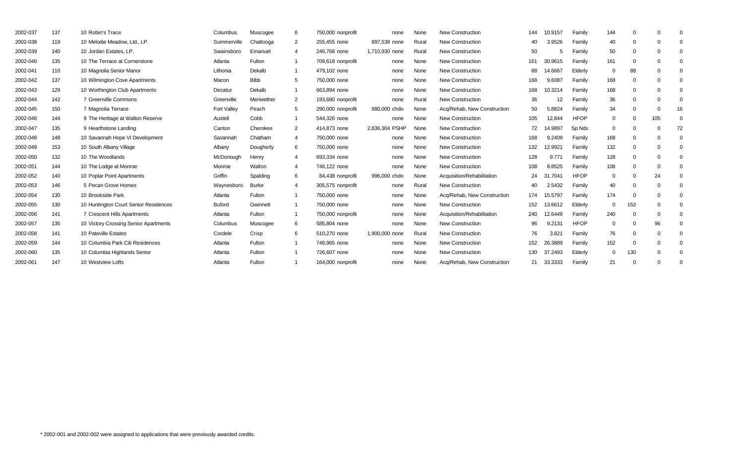| | | | | | | | | | | | | | | | | | | | |
|---|---|---|---|---|---|---|---|---|---|---|---|---|---|---|---|---|---|---|---|
| 2002-037 | 137 | 10 | Robin's Trace | Columbus | Muscogee | 6 | 750,000 | nonprofit | none | | None | New Construction | 144 | 10.9157 | Family | 144 | 0 | 0 | 0 |
| 2002-038 | 119 | 10 | Melodie Meadow, Ltd., LP. | Summerville | Chattooga | 2 | 255,455 | none | 897,538 | none | Rural | New Construction | 40 | 3.9526 | Family | 40 | 0 | 0 | 0 |
| 2002-039 | 140 | 10 | Jordan Estates, LP. | Swainsboro | Emanuel | 4 | 246,768 | none | 1,710,930 | none | Rural | New Construction | 50 | 5 | Family | 50 | 0 | 0 | 0 |
| 2002-040 | 135 | 10 | The Terrace at Cornerstone | Atlanta | Fulton | 1 | 709,618 | nonprofit | none | | None | New Construction | 161 | 30.9615 | Family | 161 | 0 | 0 | 0 |
| 2002-041 | 110 | 10 | Magnolia Senior Manor | Lithonia | Dekalb | 1 | 479,102 | none | none | | None | New Construction | 88 | 14.6667 | Elderly | 0 | 88 | 0 | 0 |
| 2002-042 | 137 | 10 | Wilmington Cove Apartments | Macon | Bibb | 5 | 750,000 | none | none | | None | New Construction | 168 | 9.6087 | Family | 168 | 0 | 0 | 0 |
| 2002-043 | 129 | 10 | Worthington Club Apartments | Decatur | Dekalb | 1 | 663,894 | none | none | | None | New Construction | 168 | 10.3214 | Family | 168 | 0 | 0 | 0 |
| 2002-044 | 142 | 7 | Greenville Commons | Greenville | Meriwether | 2 | 193,680 | nonprofit | none | | Rural | New Construction | 36 | 12 | Family | 36 | 0 | 0 | 0 |
| 2002-045 | 150 | 7 | Magnolia Terrace | Fort Valley | Peach | 5 | 290,000 | nonprofit | 880,000 | chdo | None | Acq/Rehab, New Construction | 50 | 5.8824 | Family | 34 | 0 | 0 | 16 |
| 2002-046 | 144 | 9 | The Heritage at Walton Reserve | Austell | Cobb | 1 | 544,326 | none | none | | None | New Construction | 105 | 12.844 | HFOP | 0 | 0 | 105 | 0 |
| 2002-047 | 135 | 9 | Hearthstone Landing | Canton | Cherokee | 2 | 414,873 | none | 2,836,304 | PSHP | None | New Construction | 72 | 14.9897 | Sp Nds | 0 | 0 | 0 | 72 |
| 2002-048 | 148 | 10 | Savannah Hope VI Development | Savannah | Chatham | 4 | 750,000 | none | none | | None | New Construction | 168 | 9.2409 | Family | 168 | 0 | 0 | 0 |
| 2002-049 | 153 | 10 | South Albany Village | Albany | Dougherty | 6 | 750,000 | none | none | | None | New Construction | 132 | 12.9921 | Family | 132 | 0 | 0 | 0 |
| 2002-050 | 132 | 10 | The Woodlands | McDonough | Henry | 4 | 693,334 | none | none | | None | New Construction | 128 | 9.771 | Family | 128 | 0 | 0 | 0 |
| 2002-051 | 144 | 10 | The Lodge at Monroe | Monroe | Walton | 4 | 746,122 | none | none | | None | New Construction | 108 | 8.8525 | Family | 108 | 0 | 0 | 0 |
| 2002-052 | 140 | 10 | Poplar Point Apartments | Griffin | Spalding | 6 | 84,438 | nonprofit | 996,000 | chdo | None | Acquisition/Rehabilitation | 24 | 31.7041 | HFOP | 0 | 0 | 24 | 0 |
| 2002-053 | 146 | 5 | Pecan Grove Homes | Waynesboro | Burke | 4 | 305,575 | nonprofit | none | | Rural | New Construction | 40 | 2.5432 | Family | 40 | 0 | 0 | 0 |
| 2002-054 | 130 | 10 | Brookside Park | Atlanta | Fulton | 1 | 750,000 | none | none | | None | Acq/Rehab, New Construction | 174 | 15.5797 | Family | 174 | 0 | 0 | 0 |
| 2002-055 | 130 | 10 | Huntington Court Senior Residences | Buford | Gwinnett | 1 | 750,000 | none | none | | None | New Construction | 152 | 13.6612 | Elderly | 0 | 152 | 0 | 0 |
| 2002-056 | 141 | 7 | Crescent Hills Apartments | Atlanta | Fulton | 1 | 750,000 | nonprofit | none | | None | Acquisition/Rehabilitation | 240 | 12.6449 | Family | 240 | 0 | 0 | 0 |
| 2002-057 | 135 | 10 | Victory Crossing Senior Apartments | Columbus | Muscogee | 6 | 585,804 | none | none | | None | New Construction | 96 | 9.2131 | HFOP | 0 | 0 | 96 | 0 |
| 2002-058 | 141 | 10 | Pateville Estates | Cordele | Crisp | 6 | 510,270 | none | 1,900,000 | none | Rural | New Construction | 76 | 3.821 | Family | 76 | 0 | 0 | 0 |
| 2002-059 | 144 | 10 | Columbia Park Citi Residences | Atlanta | Fulton | 1 | 748,965 | none | none | | None | New Construction | 152 | 26.3889 | Family | 152 | 0 | 0 | 0 |
| 2002-060 | 135 | 10 | Columbia Highlands Senior | Atlanta | Fulton | 1 | 726,607 | none | none | | None | New Construction | 130 | 37.2493 | Elderly | 0 | 130 | 0 | 0 |
| 2002-061 | 147 | 10 | Westview Lofts | Atlanta | Fulton | 1 | 164,000 | nonprofit | none | | None | Acq/Rehab, New Construction | 21 | 33.3333 | Family | 21 | 0 | 0 | 0 |

* 2002-001 and 2002-002 were assigned to applications that were previously awarded credits.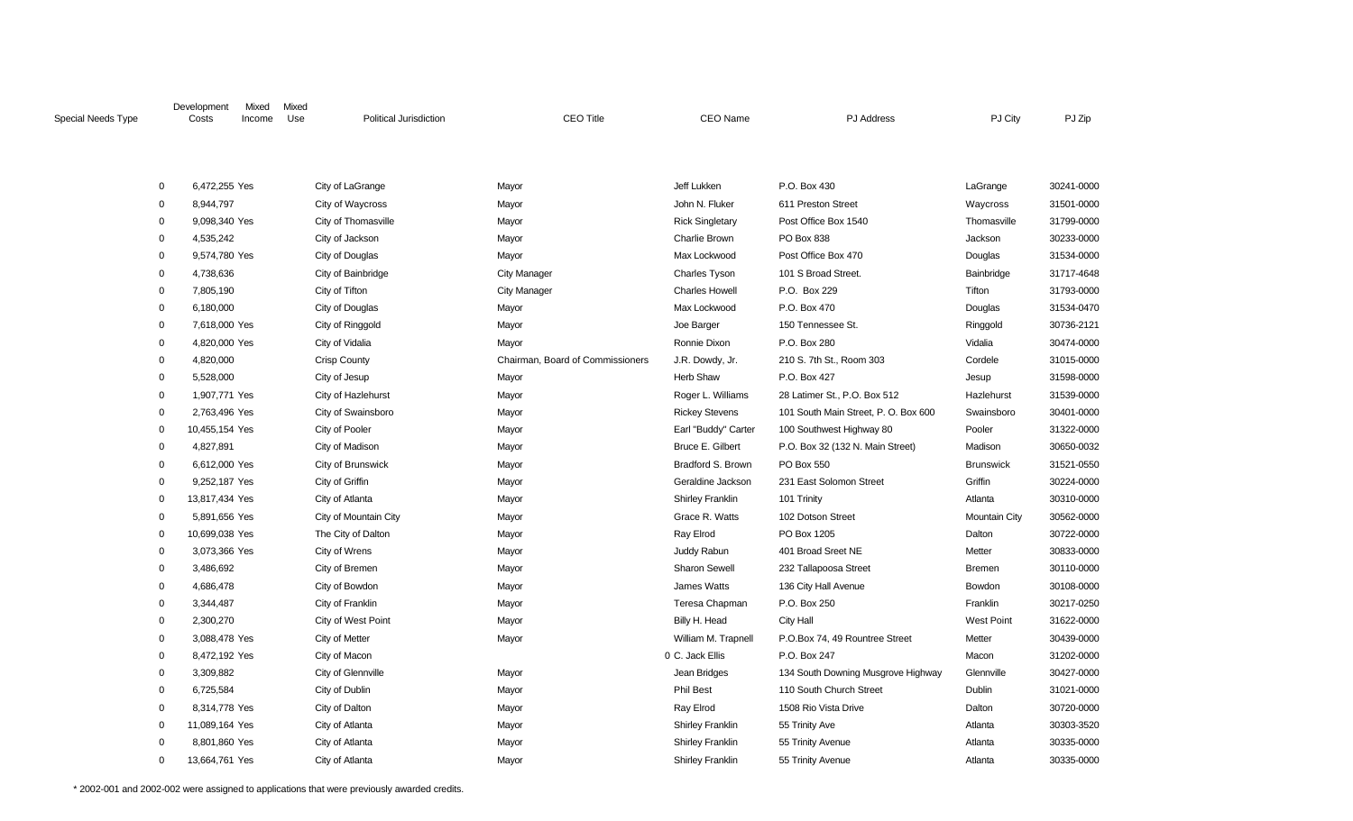| Special Needs Type | Development Costs | Mixed Income | Mixed Use | Political Jurisdiction | CEO Title | CEO Name | PJ Address | PJ City | PJ Zip |
|---|---|---|---|---|---|---|---|---|---|
| 0 | 6,472,255 | Yes | | City of LaGrange | Mayor | Jeff Lukken | P.O. Box 430 | LaGrange | 30241-0000 |
| 0 | 8,944,797 | | | City of Waycross | Mayor | John N. Fluker | 611 Preston Street | Waycross | 31501-0000 |
| 0 | 9,098,340 | Yes | | City of Thomasville | Mayor | Rick Singletary | Post Office Box 1540 | Thomasville | 31799-0000 |
| 0 | 4,535,242 | | | City of Jackson | Mayor | Charlie Brown | PO Box 838 | Jackson | 30233-0000 |
| 0 | 9,574,780 | Yes | | City of Douglas | Mayor | Max Lockwood | Post Office Box 470 | Douglas | 31534-0000 |
| 0 | 4,738,636 | | | City of Bainbridge | City Manager | Charles Tyson | 101 S Broad Street. | Bainbridge | 31717-4648 |
| 0 | 7,805,190 | | | City of Tifton | City Manager | Charles Howell | P.O. Box 229 | Tifton | 31793-0000 |
| 0 | 6,180,000 | | | City of Douglas | Mayor | Max Lockwood | P.O. Box 470 | Douglas | 31534-0470 |
| 0 | 7,618,000 | Yes | | City of Ringgold | Mayor | Joe Barger | 150 Tennessee St. | Ringgold | 30736-2121 |
| 0 | 4,820,000 | Yes | | City of Vidalia | Mayor | Ronnie Dixon | P.O. Box 280 | Vidalia | 30474-0000 |
| 0 | 4,820,000 | | | Crisp County | Chairman, Board of Commissioners | J.R. Dowdy, Jr. | 210 S. 7th St., Room 303 | Cordele | 31015-0000 |
| 0 | 5,528,000 | | | City of Jesup | Mayor | Herb Shaw | P.O. Box 427 | Jesup | 31598-0000 |
| 0 | 1,907,771 | Yes | | City of Hazlehurst | Mayor | Roger L. Williams | 28 Latimer St., P.O. Box 512 | Hazlehurst | 31539-0000 |
| 0 | 2,763,496 | Yes | | City of Swainsboro | Mayor | Rickey Stevens | 101 South Main Street, P. O. Box 600 | Swainsboro | 30401-0000 |
| 0 | 10,455,154 | Yes | | City of Pooler | Mayor | Earl "Buddy" Carter | 100 Southwest Highway 80 | Pooler | 31322-0000 |
| 0 | 4,827,891 | | | City of Madison | Mayor | Bruce E. Gilbert | P.O. Box 32 (132 N. Main Street) | Madison | 30650-0032 |
| 0 | 6,612,000 | Yes | | City of Brunswick | Mayor | Bradford S. Brown | PO Box 550 | Brunswick | 31521-0550 |
| 0 | 9,252,187 | Yes | | City of Griffin | Mayor | Geraldine Jackson | 231 East Solomon Street | Griffin | 30224-0000 |
| 0 | 13,817,434 | Yes | | City of Atlanta | Mayor | Shirley Franklin | 101 Trinity | Atlanta | 30310-0000 |
| 0 | 5,891,656 | Yes | | City of Mountain City | Mayor | Grace R. Watts | 102 Dotson Street | Mountain City | 30562-0000 |
| 0 | 10,699,038 | Yes | | The City of Dalton | Mayor | Ray Elrod | PO Box 1205 | Dalton | 30722-0000 |
| 0 | 3,073,366 | Yes | | City of Wrens | Mayor | Juddy Rabun | 401 Broad Sreet NE | Metter | 30833-0000 |
| 0 | 3,486,692 | | | City of Bremen | Mayor | Sharon Sewell | 232 Tallapoosa Street | Bremen | 30110-0000 |
| 0 | 4,686,478 | | | City of Bowdon | Mayor | James Watts | 136 City Hall Avenue | Bowdon | 30108-0000 |
| 0 | 3,344,487 | | | City of Franklin | Mayor | Teresa Chapman | P.O. Box 250 | Franklin | 30217-0250 |
| 0 | 2,300,270 | | | City of West Point | Mayor | Billy H. Head | City Hall | West Point | 31622-0000 |
| 0 | 3,088,478 | Yes | | City of Metter | Mayor | William M. Trapnell | P.O.Box 74, 49 Rountree Street | Metter | 30439-0000 |
| 0 | 8,472,192 | Yes | | City of Macon | 0 | C. Jack Ellis | P.O. Box 247 | Macon | 31202-0000 |
| 0 | 3,309,882 | | | City of Glennville | Mayor | Jean Bridges | 134 South Downing Musgrove Highway | Glennville | 30427-0000 |
| 0 | 6,725,584 | | | City of Dublin | Mayor | Phil Best | 110 South Church Street | Dublin | 31021-0000 |
| 0 | 8,314,778 | Yes | | City of Dalton | Mayor | Ray Elrod | 1508 Rio Vista Drive | Dalton | 30720-0000 |
| 0 | 11,089,164 | Yes | | City of Atlanta | Mayor | Shirley Franklin | 55 Trinity Ave | Atlanta | 30303-3520 |
| 0 | 8,801,860 | Yes | | City of Atlanta | Mayor | Shirley Franklin | 55 Trinity Avenue | Atlanta | 30335-0000 |
| 0 | 13,664,761 | Yes | | City of Atlanta | Mayor | Shirley Franklin | 55 Trinity Avenue | Atlanta | 30335-0000 |

* 2002-001 and 2002-002 were assigned to applications that were previously awarded credits.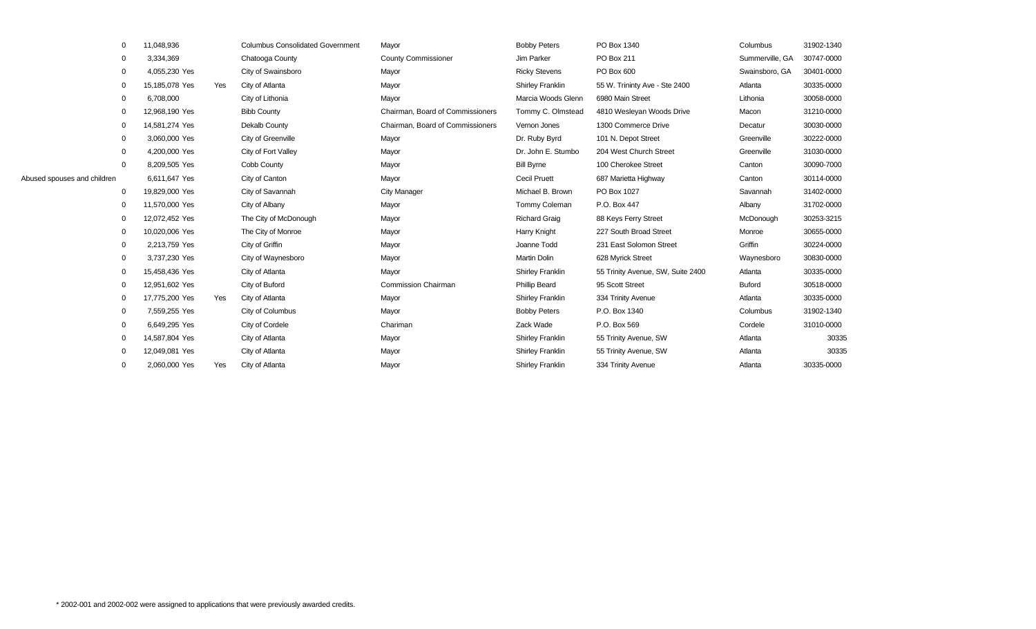|  |  |  |  |  |  |  |  |  |  |
|---|---|---|---|---|---|---|---|---|---|
| 0 | 11,048,936 |  |  | Columbus Consolidated Government | Mayor | Bobby Peters | PO Box 1340 | Columbus | 31902-1340 |
| 0 | 3,334,369 |  |  | Chatooga County | County Commissioner | Jim Parker | PO Box 211 | Summerville, GA | 30747-0000 |
| 0 | 4,055,230 | Yes |  | City of Swainsboro | Mayor | Ricky Stevens | PO Box 600 | Swainsboro, GA | 30401-0000 |
| 0 | 15,185,078 | Yes | Yes | City of Atlanta | Mayor | Shirley Franklin | 55 W. Trininty Ave - Ste 2400 | Atlanta | 30335-0000 |
| 0 | 6,708,000 |  |  | City of Lithonia | Mayor | Marcia Woods Glenn | 6980 Main Street | Lithonia | 30058-0000 |
| 0 | 12,968,190 | Yes |  | Bibb County | Chairman, Board of Commissioners | Tommy C. Olmstead | 4810 Wesleyan Woods Drive | Macon | 31210-0000 |
| 0 | 14,581,274 | Yes |  | Dekalb County | Chairman, Board of Commissioners | Vernon Jones | 1300 Commerce Drive | Decatur | 30030-0000 |
| 0 | 3,060,000 | Yes |  | City of Greenville | Mayor | Dr. Ruby Byrd | 101 N. Depot Street | Greenville | 30222-0000 |
| 0 | 4,200,000 | Yes |  | City of Fort Valley | Mayor | Dr. John E. Stumbo | 204 West Church Street | Greenville | 31030-0000 |
| 0 | 8,209,505 | Yes |  | Cobb County | Mayor | Bill Byrne | 100 Cherokee Street | Canton | 30090-7000 |
| Abused spouses and children | 6,611,647 | Yes |  | City of Canton | Mayor | Cecil Pruett | 687 Marietta Highway | Canton | 30114-0000 |
| 0 | 19,829,000 | Yes |  | City of Savannah | City Manager | Michael B. Brown | PO Box 1027 | Savannah | 31402-0000 |
| 0 | 11,570,000 | Yes |  | City of Albany | Mayor | Tommy Coleman | P.O. Box 447 | Albany | 31702-0000 |
| 0 | 12,072,452 | Yes |  | The City of McDonough | Mayor | Richard Graig | 88 Keys Ferry Street | McDonough | 30253-3215 |
| 0 | 10,020,006 | Yes |  | The City of Monroe | Mayor | Harry Knight | 227 South Broad Street | Monroe | 30655-0000 |
| 0 | 2,213,759 | Yes |  | City of Griffin | Mayor | Joanne Todd | 231 East Solomon Street | Griffin | 30224-0000 |
| 0 | 3,737,230 | Yes |  | City of Waynesboro | Mayor | Martin Dolin | 628 Myrick Street | Waynesboro | 30830-0000 |
| 0 | 15,458,436 | Yes |  | City of Atlanta | Mayor | Shirley Franklin | 55 Trinity Avenue, SW, Suite 2400 | Atlanta | 30335-0000 |
| 0 | 12,951,602 | Yes |  | City of Buford | Commission Chairman | Phillip Beard | 95 Scott Street | Buford | 30518-0000 |
| 0 | 17,775,200 | Yes | Yes | City of Atlanta | Mayor | Shirley Franklin | 334 Trinity Avenue | Atlanta | 30335-0000 |
| 0 | 7,559,255 | Yes |  | City of Columbus | Mayor | Bobby Peters | P.O. Box 1340 | Columbus | 31902-1340 |
| 0 | 6,649,295 | Yes |  | City of Cordele | Chariman | Zack Wade | P.O. Box 569 | Cordele | 31010-0000 |
| 0 | 14,587,804 | Yes |  | City of Atlanta | Mayor | Shirley Franklin | 55 Trinity Avenue, SW | Atlanta | 30335 |
| 0 | 12,049,081 | Yes |  | City of Atlanta | Mayor | Shirley Franklin | 55 Trinity Avenue, SW | Atlanta | 30335 |
| 0 | 2,060,000 | Yes | Yes | City of Atlanta | Mayor | Shirley Franklin | 334 Trinity Avenue | Atlanta | 30335-0000 |

* 2002-001 and 2002-002 were assigned to applications that were previously awarded credits.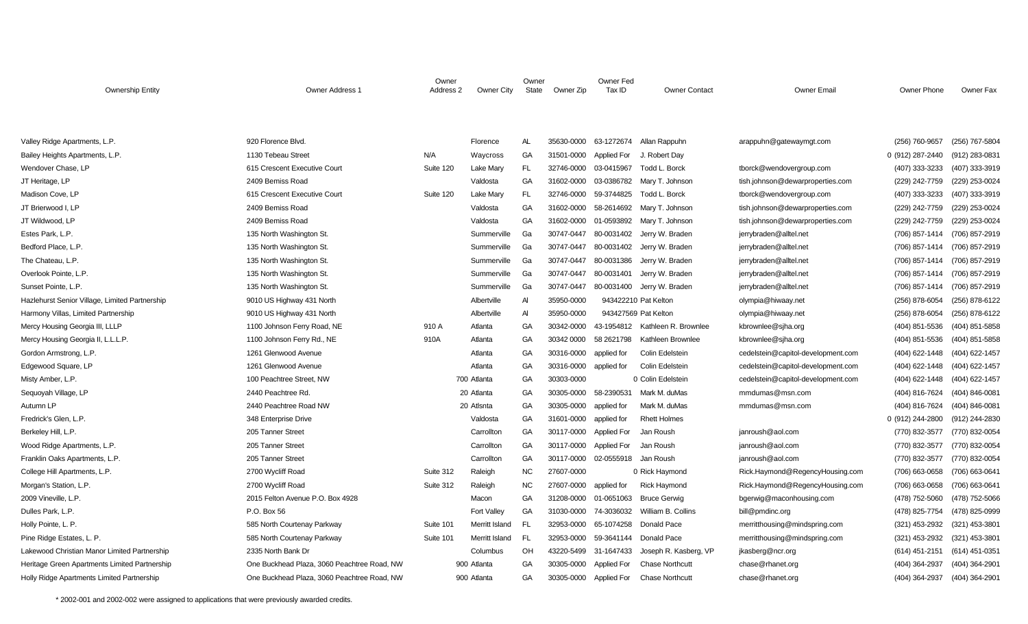| Ownership Entity | Owner Address 1 | Owner Address 2 | Owner City | Owner State | Owner Zip | Owner Fed Tax ID | Owner Contact | Owner Email | Owner Phone | Owner Fax |
|---|---|---|---|---|---|---|---|---|---|---|
| Valley Ridge Apartments, L.P. | 920 Florence Blvd. | | Florence | AL | 35630-0000 | 63-1272674 | Allan Rappuhn | arappuhn@gatewaymgt.com | (256) 760-9657 | (256) 767-5804 |
| Bailey Heights Apartments, L.P. | 1130 Tebeau Street | N/A | Waycross | GA | 31501-0000 | Applied For | J. Robert Day | | 0 (912) 287-2440 | (912) 283-0831 |
| Wendover Chase, LP | 615 Crescent Executive Court | Suite 120 | Lake Mary | FL | 32746-0000 | 03-0415967 | Todd L. Borck | tborck@wendovergroup.com | (407) 333-3233 | (407) 333-3919 |
| JT Heritage, LP | 2409 Bemiss Road | | Valdosta | GA | 31602-0000 | 03-0386782 | Mary T. Johnson | tish.johnson@dewarproperties.com | (229) 242-7759 | (229) 253-0024 |
| Madison Cove, LP | 615 Crescent Executive Court | Suite 120 | Lake Mary | FL | 32746-0000 | 59-3744825 | Todd L. Borck | tborck@wendovergroup.com | (407) 333-3233 | (407) 333-3919 |
| JT Brierwood I, LP | 2409 Bemiss Road | | Valdosta | GA | 31602-0000 | 58-2614692 | Mary T. Johnson | tish.johnson@dewarproperties.com | (229) 242-7759 | (229) 253-0024 |
| JT Wildwood, LP | 2409 Bemiss Road | | Valdosta | GA | 31602-0000 | 01-0593892 | Mary T. Johnson | tish.johnson@dewarproperties.com | (229) 242-7759 | (229) 253-0024 |
| Estes Park, L.P. | 135 North Washington St. | | Summerville | Ga | 30747-0447 | 80-0031402 | Jerry W. Braden | jerrybraden@alltel.net | (706) 857-1414 | (706) 857-2919 |
| Bedford Place, L.P. | 135 North Washington St. | | Summerville | Ga | 30747-0447 | 80-0031402 | Jerry W. Braden | jerrybraden@alltel.net | (706) 857-1414 | (706) 857-2919 |
| The Chateau, L.P. | 135 North Washington St. | | Summerville | Ga | 30747-0447 | 80-0031386 | Jerry W. Braden | jerrybraden@alltel.net | (706) 857-1414 | (706) 857-2919 |
| Overlook Pointe, L.P. | 135 North Washington St. | | Summerville | Ga | 30747-0447 | 80-0031401 | Jerry W. Braden | jerrybraden@alltel.net | (706) 857-1414 | (706) 857-2919 |
| Sunset Pointe, L.P. | 135 North Washington St. | | Summerville | Ga | 30747-0447 | 80-0031400 | Jerry W. Braden | jerrybraden@alltel.net | (706) 857-1414 | (706) 857-2919 |
| Hazlehurst Senior Village, Limited Partnership | 9010 US Highway 431 North | | Albertville | Al | 35950-0000 | 943422210 | Pat Kelton | olympia@hiwaay.net | (256) 878-6054 | (256) 878-6122 |
| Harmony Villas, Limited Partnership | 9010 US Highway 431 North | | Albertville | Al | 35950-0000 | 943427569 | Pat Kelton | olympia@hiwaay.net | (256) 878-6054 | (256) 878-6122 |
| Mercy Housing Georgia III, LLLP | 1100 Johnson Ferry Road, NE | 910 A | Atlanta | GA | 30342-0000 | 43-1954812 | Kathleen R. Brownlee | kbrownlee@sjha.org | (404) 851-5536 | (404) 851-5858 |
| Mercy Housing Georgia II, L.L.L.P. | 1100 Johnson Ferry Rd., NE | 910A | Atlanta | GA | 30342 0000 | 58 2621798 | Kathleen Brownlee | kbrownlee@sjha.org | (404) 851-5536 | (404) 851-5858 |
| Gordon Armstrong, L.P. | 1261 Glenwood Avenue | | Atlanta | GA | 30316-0000 | applied for | Colin Edelstein | cedelstein@capitol-development.com | (404) 622-1448 | (404) 622-1457 |
| Edgewood Square, LP | 1261 Glenwood Avenue | | Atlanta | GA | 30316-0000 | applied for | Colin Edelstein | cedelstein@capitol-development.com | (404) 622-1448 | (404) 622-1457 |
| Misty Amber, L.P. | 100 Peachtree Street, NW | 700 | Atlanta | GA | 30303-0000 | 0 | Colin Edelstein | cedelstein@capitol-development.com | (404) 622-1448 | (404) 622-1457 |
| Sequoyah Village, LP | 2440 Peachtree Rd. | 20 | Atlanta | GA | 30305-0000 | 58-2390531 | Mark M. duMas | mmdumas@msn.com | (404) 816-7624 | (404) 846-0081 |
| Autumn LP | 2440 Peachtree Road NW | 20 | Atlsnta | GA | 30305-0000 | applied for | Mark M. duMas | mmdumas@msn.com | (404) 816-7624 | (404) 846-0081 |
| Fredrick's Glen, L.P. | 348 Enterprise Drive | | Valdosta | GA | 31601-0000 | applied for | Rhett Holmes | | 0 (912) 244-2800 | (912) 244-2830 |
| Berkeley Hill, L.P. | 205 Tanner Street | | Carrollton | GA | 30117-0000 | Applied For | Jan Roush | janroush@aol.com | (770) 832-3577 | (770) 832-0054 |
| Wood Ridge Apartments, L.P. | 205 Tanner Street | | Carrollton | GA | 30117-0000 | Applied For | Jan Roush | janroush@aol.com | (770) 832-3577 | (770) 832-0054 |
| Franklin Oaks Apartments, L.P. | 205 Tanner Street | | Carrollton | GA | 30117-0000 | 02-0555918 | Jan Roush | janroush@aol.com | (770) 832-3577 | (770) 832-0054 |
| College Hill Apartments, L.P. | 2700 Wycliff Road | Suite 312 | Raleigh | NC | 27607-0000 | 0 | Rick Haymond | Rick.Haymond@RegencyHousing.com | (706) 663-0658 | (706) 663-0641 |
| Morgan's Station, L.P. | 2700 Wycliff Road | Suite 312 | Raleigh | NC | 27607-0000 | applied for | Rick Haymond | Rick.Haymond@RegencyHousing.com | (706) 663-0658 | (706) 663-0641 |
| 2009 Vineville, L.P. | 2015 Felton Avenue P.O. Box 4928 | | Macon | GA | 31208-0000 | 01-0651063 | Bruce Gerwig | bgerwig@maconhousing.com | (478) 752-5060 | (478) 752-5066 |
| Dulles Park, L.P. | P.O. Box 56 | | Fort Valley | GA | 31030-0000 | 74-3036032 | William B. Collins | bill@pmdinc.org | (478) 825-7754 | (478) 825-0999 |
| Holly Pointe, L. P. | 585 North Courtenay Parkway | Suite 101 | Merritt Island | FL | 32953-0000 | 65-1074258 | Donald Pace | merritthousing@mindspring.com | (321) 453-2932 | (321) 453-3801 |
| Pine Ridge Estates, L. P. | 585 North Courtenay Parkway | Suite 101 | Merritt Island | FL | 32953-0000 | 59-3641144 | Donald Pace | merritthousing@mindspring.com | (321) 453-2932 | (321) 453-3801 |
| Lakewood Christian Manor Limited Partnership | 2335 North Bank Dr | | Columbus | OH | 43220-5499 | 31-1647433 | Joseph R. Kasberg, VP | jkasberg@ncr.org | (614) 451-2151 | (614) 451-0351 |
| Heritage Green Apartments Limited Partnership | One Buckhead Plaza, 3060 Peachtree Road, NW | 900 | Atlanta | GA | 30305-0000 | Applied For | Chase Northcutt | chase@rhanet.org | (404) 364-2937 | (404) 364-2901 |
| Holly Ridge Apartments Limited Partnership | One Buckhead Plaza, 3060 Peachtree Road, NW | 900 | Atlanta | GA | 30305-0000 | Applied For | Chase Northcutt | chase@rhanet.org | (404) 364-2937 | (404) 364-2901 |

* 2002-001 and 2002-002 were assigned to applications that were previously awarded credits.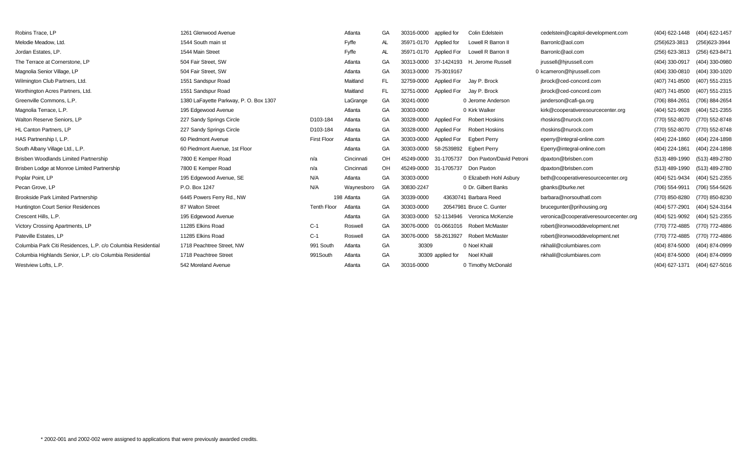| | | | | | | | | | | |
|---|---|---|---|---|---|---|---|---|---|---|
| Robins Trace, LP | 1261 Glenwood Avenue | | Atlanta | GA | 30316-0000 | applied for | Colin Edelstein | cedelstein@capitol-development.com | (404) 622-1448 | (404) 622-1457 |
| Melodie Meadow, Ltd. | 1544 South main st | | Fyffe | AL | 35971-0170 | Applied for | Lowell R Barron II | Barronlc@aol.com | (256)623-3813 | (256)623-3944 |
| Jordan Estates, LP. | 1544 Main Street | | Fyffe | AL | 35971-0170 | Applied For | Lowell R Barron II | Barronlc@aol.com | (256) 623-3813 | (256) 623-8471 |
| The Terrace at Cornerstone, LP | 504 Fair Street, SW | | Atlanta | GA | 30313-0000 | 37-1424193 | H. Jerome Russell | jrussell@hjrussell.com | (404) 330-0917 | (404) 330-0980 |
| Magnolia Senior Village, LP | 504 Fair Street, SW | | Atlanta | GA | 30313-0000 | 75-3019167 | 0 | kcameron@hjrussell.com | (404) 330-0810 | (404) 330-1020 |
| Wilmington Club Partners, Ltd. | 1551 Sandspur Road | | Maitland | FL | 32759-0000 | Applied For | Jay P. Brock | jbrock@ced-concord.com | (407) 741-8500 | (407) 551-2315 |
| Worthington Acres Partners, Ltd. | 1551 Sandspur Road | | Maitland | FL | 32751-0000 | Applied For | Jay P. Brock | jbrock@ced-concord.com | (407) 741-8500 | (407) 551-2315 |
| Greenville Commons, L.P. | 1380 LaFayette Parkway, P. O. Box 1307 | | LaGrange | GA | 30241-0000 | 0 | Jerome Anderson | janderson@cafi-ga.org | (706) 884-2651 | (706) 884-2654 |
| Magnolia Terrace, L.P. | 195 Edgewood Avenue | | Atlanta | GA | 30303-0000 | 0 | Kirk Walker | kirk@cooperativeresourcecenter.org | (404) 521-9928 | (404) 521-2355 |
| Walton Reserve Seniors, LP | 227 Sandy Springs Circle | D103-184 | Atlanta | GA | 30328-0000 | Applied For | Robert Hoskins | rhoskins@nurock.com | (770) 552-8070 | (770) 552-8748 |
| HL Canton Partners, LP | 227 Sandy Springs Circle | D103-184 | Atlanta | GA | 30328-0000 | Applied For | Robert Hoskins | rhoskins@nurock.com | (770) 552-8070 | (770) 552-8748 |
| HAS Partnership I, L.P. | 60 Piedmont Avenue | First Floor | Atlanta | GA | 30303-0000 | Applied For | Egbert Perry | eperry@integral-online.com | (404) 224-1860 | (404) 224-1898 |
| South Albany Village Ltd., L.P. | 60 Piedmont Avenue, 1st Floor | | Atlanta | GA | 30303-0000 | 58-2539892 | Egbert Perry | Eperry@integral-online.com | (404) 224-1861 | (404) 224-1898 |
| Brisben Woodlands Limited Partnership | 7800 E Kemper Road | n/a | Cincinnati | OH | 45249-0000 | 31-1705737 | Don Paxton/David Petroni | dpaxton@brisben.com | (513) 489-1990 | (513) 489-2780 |
| Brisben Lodge at Monroe Limited Partnership | 7800 E Kemper Road | n/a | Cincinnati | OH | 45249-0000 | 31-1705737 | Don Paxton | dpaxton@brisben.com | (513) 489-1990 | (513) 489-2780 |
| Poplar Point, LP | 195 Edgewood Avenue, SE | N/A | Atlanta | GA | 30303-0000 | 0 | Elizabeth Hohl Asbury | beth@cooperativeresourcecenter.org | (404) 521-9434 | (404) 521-2355 |
| Pecan Grove, LP | P.O. Box 1247 | N/A | Waynesboro | GA | 30830-2247 | 0 | Dr. Gilbert Banks | gbanks@burke.net | (706) 554-9911 | (706) 554-5626 |
| Brookside Park Limited Partnership | 6445 Powers Ferry Rd., NW | 198 | Atlanta | GA | 30339-0000 | 43630741 | Barbara Reed | barbara@norsouthatl.com | (770) 850-8280 | (770) 850-8230 |
| Huntington Court Senior Residences | 87 Walton Street | Tenth Floor | Atlanta | GA | 30303-0000 | 20547981 | Bruce C. Gunter | brucegunter@prihousing.org | (404) 577-2901 | (404) 524-3164 |
| Crescent Hills, L.P. | 195 Edgewood Avenue | | Atlanta | GA | 30303-0000 | 52-1134946 | Veronica McKenzie | veronica@cooperativeresourcecenter.org | (404) 521-9092 | (404) 521-2355 |
| Victory Crossing Apartments, LP | 11285 Elkins Road | C-1 | Roswell | GA | 30076-0000 | 01-0661016 | Robert McMaster | robert@ironwooddevelopment.net | (770) 772-4885 | (770) 772-4886 |
| Pateville Estates, LP | 11285 Elkins Road | C-1 | Roswell | GA | 30076-0000 | 58-2613927 | Robert McMaster | robert@ironwooddevelopment.net | (770) 772-4885 | (770) 772-4886 |
| Columbia Park Citi Residences, L.P. c/o Columbia Residential | 1718 Peachtree Street, NW | 991 South | Atlanta | GA | 30309 | 0 | Noel Khalil | nkhalil@columbiares.com | (404) 874-5000 | (404) 874-0999 |
| Columbia Highlands Senior, L.P. c/o Columbia Residential | 1718 Peachtree Street | 991South | Atlanta | GA | 30309 | applied for | Noel Khalil | nkhalil@columbiares.com | (404) 874-5000 | (404) 874-0999 |
| Westview Lofts, L.P. | 542 Moreland Avenue | | Atlanta | GA | 30316-0000 | 0 | Timothy McDonald | | (404) 627-1371 | (404) 627-5016 |

* 2002-001 and 2002-002 were assigned to applications that were previously awarded credits.